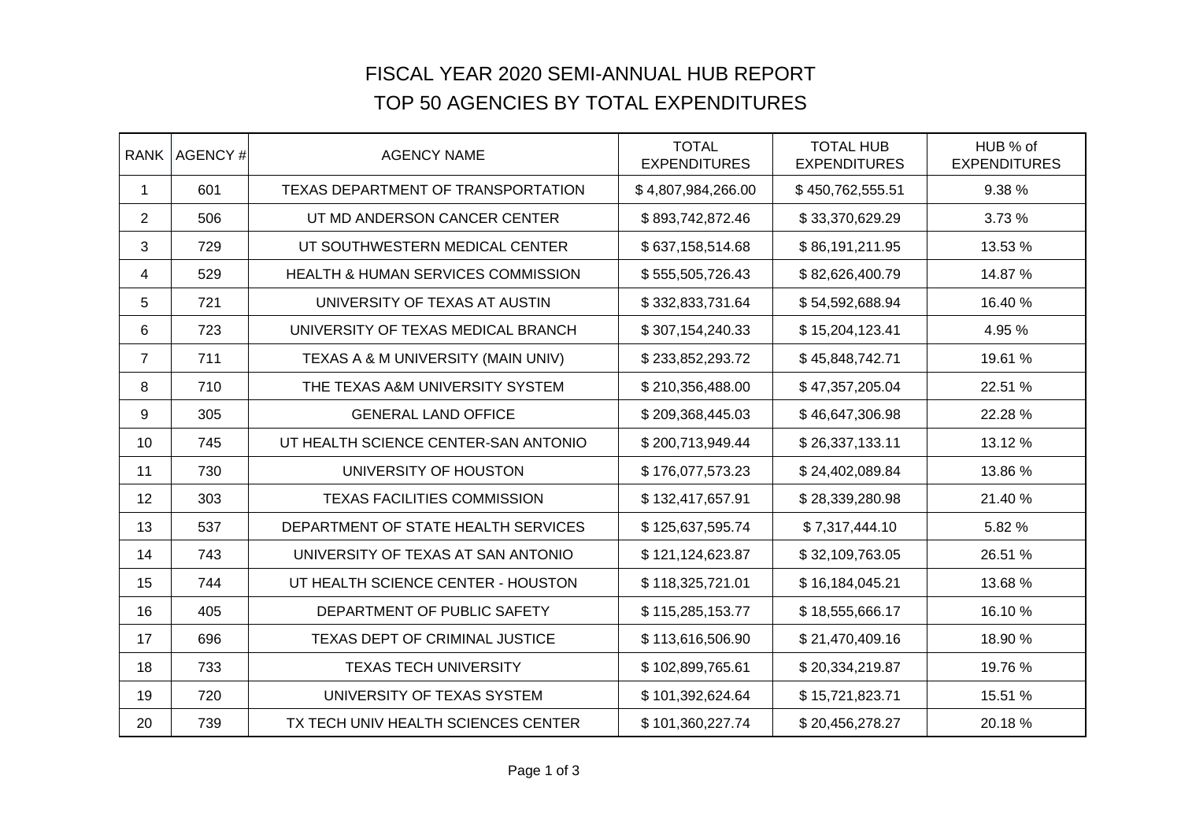# FISCAL YEAR 2020 SEMI-ANNUAL HUB REPORT

## TOP 50 AGENCIES BY TOTAL EXPENDITURES

| RANK | AGENCY # | AGENCY NAME | TOTAL EXPENDITURES | TOTAL HUB EXPENDITURES | HUB % of EXPENDITURES |
|---|---|---|---|---|---|
| 1 | 601 | TEXAS DEPARTMENT OF TRANSPORTATION | $ 4,807,984,266.00 | $ 450,762,555.51 | 9.38 % |
| 2 | 506 | UT MD ANDERSON CANCER CENTER | $ 893,742,872.46 | $ 33,370,629.29 | 3.73 % |
| 3 | 729 | UT SOUTHWESTERN MEDICAL CENTER | $ 637,158,514.68 | $ 86,191,211.95 | 13.53 % |
| 4 | 529 | HEALTH & HUMAN SERVICES COMMISSION | $ 555,505,726.43 | $ 82,626,400.79 | 14.87 % |
| 5 | 721 | UNIVERSITY OF TEXAS AT AUSTIN | $ 332,833,731.64 | $ 54,592,688.94 | 16.40 % |
| 6 | 723 | UNIVERSITY OF TEXAS MEDICAL BRANCH | $ 307,154,240.33 | $ 15,204,123.41 | 4.95 % |
| 7 | 711 | TEXAS A & M UNIVERSITY (MAIN UNIV) | $ 233,852,293.72 | $ 45,848,742.71 | 19.61 % |
| 8 | 710 | THE TEXAS A&M UNIVERSITY SYSTEM | $ 210,356,488.00 | $ 47,357,205.04 | 22.51 % |
| 9 | 305 | GENERAL LAND OFFICE | $ 209,368,445.03 | $ 46,647,306.98 | 22.28 % |
| 10 | 745 | UT HEALTH SCIENCE CENTER-SAN ANTONIO | $ 200,713,949.44 | $ 26,337,133.11 | 13.12 % |
| 11 | 730 | UNIVERSITY OF HOUSTON | $ 176,077,573.23 | $ 24,402,089.84 | 13.86 % |
| 12 | 303 | TEXAS FACILITIES COMMISSION | $ 132,417,657.91 | $ 28,339,280.98 | 21.40 % |
| 13 | 537 | DEPARTMENT OF STATE HEALTH SERVICES | $ 125,637,595.74 | $ 7,317,444.10 | 5.82 % |
| 14 | 743 | UNIVERSITY OF TEXAS AT SAN ANTONIO | $ 121,124,623.87 | $ 32,109,763.05 | 26.51 % |
| 15 | 744 | UT HEALTH SCIENCE CENTER - HOUSTON | $ 118,325,721.01 | $ 16,184,045.21 | 13.68 % |
| 16 | 405 | DEPARTMENT OF PUBLIC SAFETY | $ 115,285,153.77 | $ 18,555,666.17 | 16.10 % |
| 17 | 696 | TEXAS DEPT OF CRIMINAL JUSTICE | $ 113,616,506.90 | $ 21,470,409.16 | 18.90 % |
| 18 | 733 | TEXAS TECH UNIVERSITY | $ 102,899,765.61 | $ 20,334,219.87 | 19.76 % |
| 19 | 720 | UNIVERSITY OF TEXAS SYSTEM | $ 101,392,624.64 | $ 15,721,823.71 | 15.51 % |
| 20 | 739 | TX TECH UNIV HEALTH SCIENCES CENTER | $ 101,360,227.74 | $ 20,456,278.27 | 20.18 % |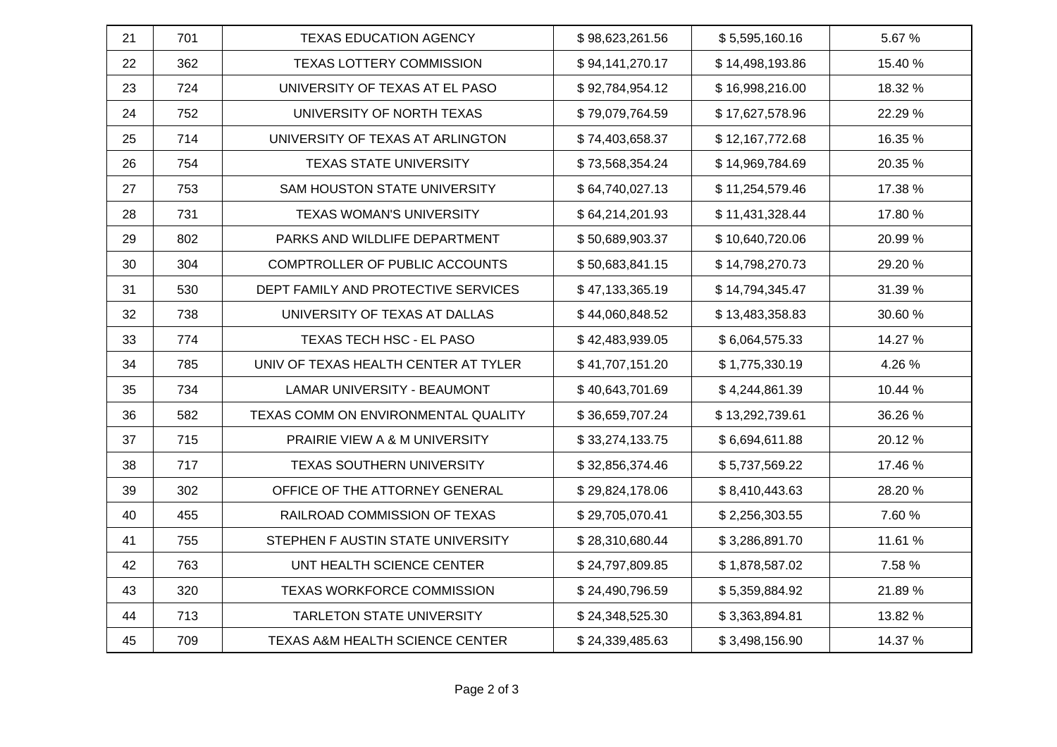| | | | | | |
|---|---|---|---|---|---|
| 21 | 701 | TEXAS EDUCATION AGENCY | $ 98,623,261.56 | $ 5,595,160.16 | 5.67 % |
| 22 | 362 | TEXAS LOTTERY COMMISSION | $ 94,141,270.17 | $ 14,498,193.86 | 15.40 % |
| 23 | 724 | UNIVERSITY OF TEXAS AT EL PASO | $ 92,784,954.12 | $ 16,998,216.00 | 18.32 % |
| 24 | 752 | UNIVERSITY OF NORTH TEXAS | $ 79,079,764.59 | $ 17,627,578.96 | 22.29 % |
| 25 | 714 | UNIVERSITY OF TEXAS AT ARLINGTON | $ 74,403,658.37 | $ 12,167,772.68 | 16.35 % |
| 26 | 754 | TEXAS STATE UNIVERSITY | $ 73,568,354.24 | $ 14,969,784.69 | 20.35 % |
| 27 | 753 | SAM HOUSTON STATE UNIVERSITY | $ 64,740,027.13 | $ 11,254,579.46 | 17.38 % |
| 28 | 731 | TEXAS WOMAN'S UNIVERSITY | $ 64,214,201.93 | $ 11,431,328.44 | 17.80 % |
| 29 | 802 | PARKS AND WILDLIFE DEPARTMENT | $ 50,689,903.37 | $ 10,640,720.06 | 20.99 % |
| 30 | 304 | COMPTROLLER OF PUBLIC ACCOUNTS | $ 50,683,841.15 | $ 14,798,270.73 | 29.20 % |
| 31 | 530 | DEPT FAMILY AND PROTECTIVE SERVICES | $ 47,133,365.19 | $ 14,794,345.47 | 31.39 % |
| 32 | 738 | UNIVERSITY OF TEXAS AT DALLAS | $ 44,060,848.52 | $ 13,483,358.83 | 30.60 % |
| 33 | 774 | TEXAS TECH HSC - EL PASO | $ 42,483,939.05 | $ 6,064,575.33 | 14.27 % |
| 34 | 785 | UNIV OF TEXAS HEALTH CENTER AT TYLER | $ 41,707,151.20 | $ 1,775,330.19 | 4.26 % |
| 35 | 734 | LAMAR UNIVERSITY - BEAUMONT | $ 40,643,701.69 | $ 4,244,861.39 | 10.44 % |
| 36 | 582 | TEXAS COMM ON ENVIRONMENTAL QUALITY | $ 36,659,707.24 | $ 13,292,739.61 | 36.26 % |
| 37 | 715 | PRAIRIE VIEW A & M UNIVERSITY | $ 33,274,133.75 | $ 6,694,611.88 | 20.12 % |
| 38 | 717 | TEXAS SOUTHERN UNIVERSITY | $ 32,856,374.46 | $ 5,737,569.22 | 17.46 % |
| 39 | 302 | OFFICE OF THE ATTORNEY GENERAL | $ 29,824,178.06 | $ 8,410,443.63 | 28.20 % |
| 40 | 455 | RAILROAD COMMISSION OF TEXAS | $ 29,705,070.41 | $ 2,256,303.55 | 7.60 % |
| 41 | 755 | STEPHEN F AUSTIN STATE UNIVERSITY | $ 28,310,680.44 | $ 3,286,891.70 | 11.61 % |
| 42 | 763 | UNT HEALTH SCIENCE CENTER | $ 24,797,809.85 | $ 1,878,587.02 | 7.58 % |
| 43 | 320 | TEXAS WORKFORCE COMMISSION | $ 24,490,796.59 | $ 5,359,884.92 | 21.89 % |
| 44 | 713 | TARLETON STATE UNIVERSITY | $ 24,348,525.30 | $ 3,363,894.81 | 13.82 % |
| 45 | 709 | TEXAS A&M HEALTH SCIENCE CENTER | $ 24,339,485.63 | $ 3,498,156.90 | 14.37 % |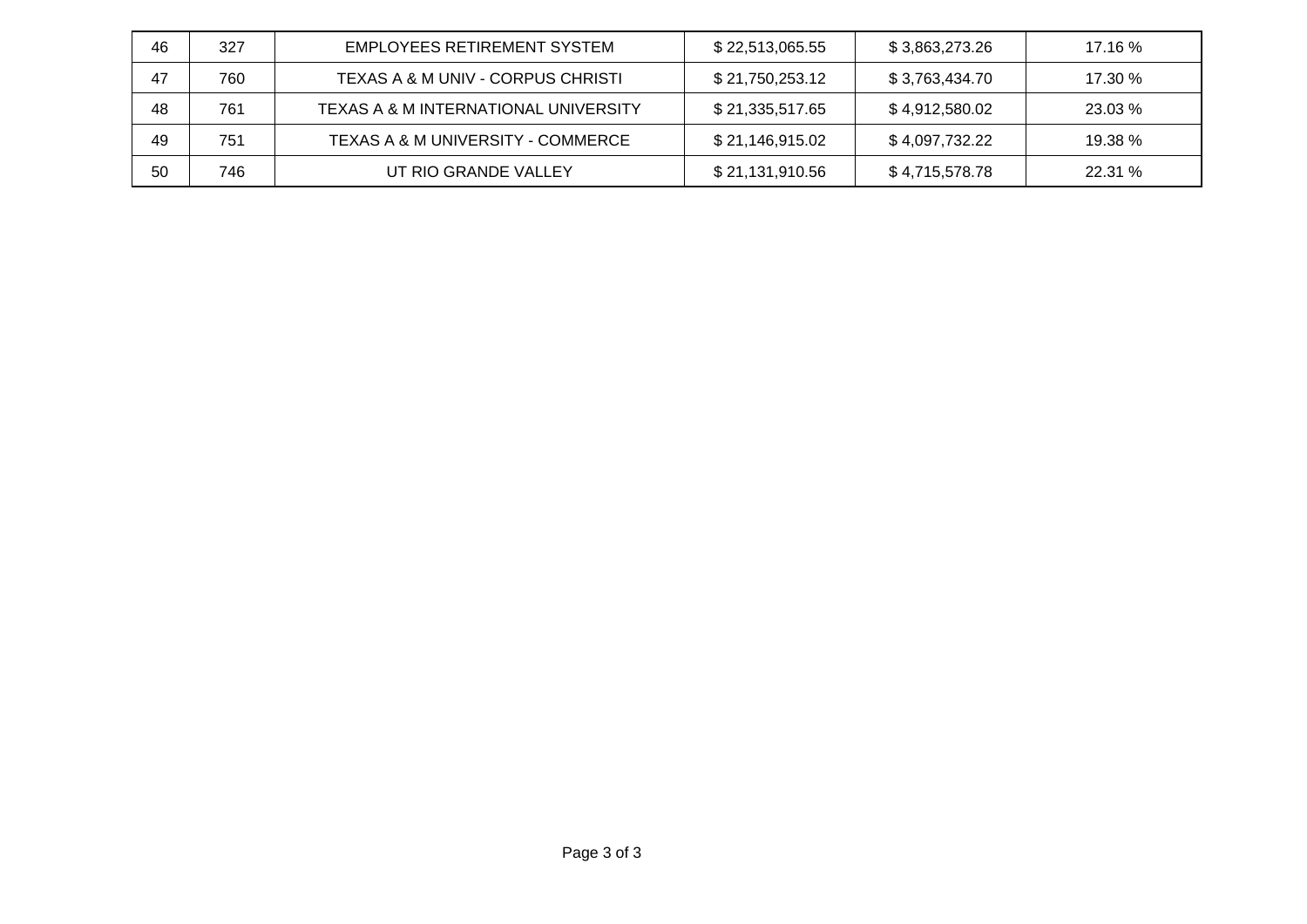| | | | | | |
|---|---|---|---|---|---|
| 46 | 327 | EMPLOYEES RETIREMENT SYSTEM | $ 22,513,065.55 | $ 3,863,273.26 | 17.16 % |
| 47 | 760 | TEXAS A & M UNIV - CORPUS CHRISTI | $ 21,750,253.12 | $ 3,763,434.70 | 17.30 % |
| 48 | 761 | TEXAS A & M INTERNATIONAL UNIVERSITY | $ 21,335,517.65 | $ 4,912,580.02 | 23.03 % |
| 49 | 751 | TEXAS A & M UNIVERSITY - COMMERCE | $ 21,146,915.02 | $ 4,097,732.22 | 19.38 % |
| 50 | 746 | UT RIO GRANDE VALLEY | $ 21,131,910.56 | $ 4,715,578.78 | 22.31 % |